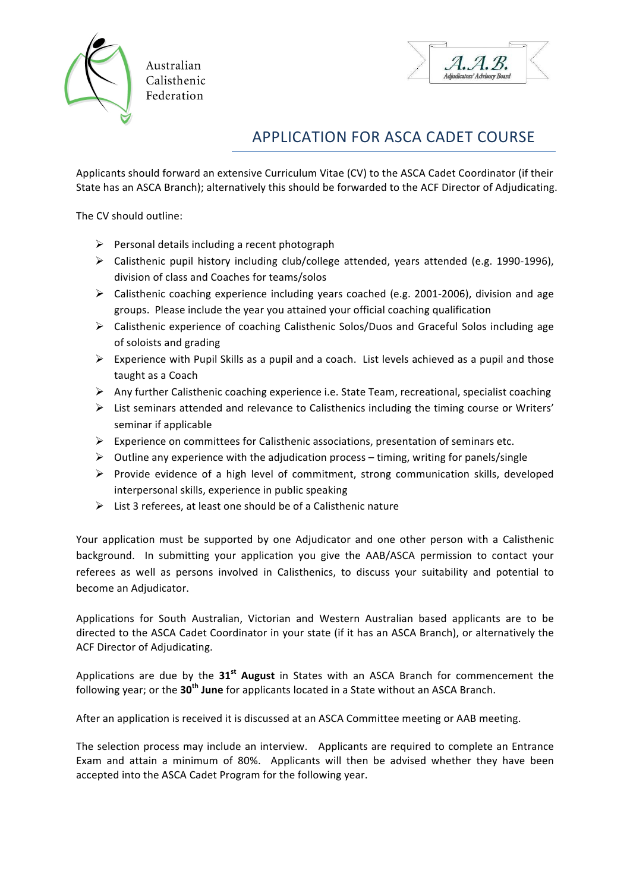Australian Calisthenic Federation

A.A.B. Adjudicators' Advisory Board

# APPLICATION FOR ASCA CADET COURSE

Applicants should forward an extensive Curriculum Vitae (CV) to the ASCA Cadet Coordinator (if their State has an ASCA Branch); alternatively this should be forwarded to the ACF Director of Adjudicating.

The CV should outline:

- Personal details including a recent photograph
- Calisthenic pupil history including club/college attended, years attended (e.g. 1990-1996), division of class and Coaches for teams/solos
- Calisthenic coaching experience including years coached (e.g. 2001-2006), division and age groups. Please include the year you attained your official coaching qualification
- Calisthenic experience of coaching Calisthenic Solos/Duos and Graceful Solos including age of soloists and grading
- Experience with Pupil Skills as a pupil and a coach. List levels achieved as a pupil and those taught as a Coach
- Any further Calisthenic coaching experience i.e. State Team, recreational, specialist coaching
- List seminars attended and relevance to Calisthenics including the timing course or Writers' seminar if applicable
- Experience on committees for Calisthenic associations, presentation of seminars etc.
- Outline any experience with the adjudication process – timing, writing for panels/single
- Provide evidence of a high level of commitment, strong communication skills, developed interpersonal skills, experience in public speaking
- List 3 referees, at least one should be of a Calisthenic nature

Your application must be supported by one Adjudicator and one other person with a Calisthenic background. In submitting your application you give the AAB/ASCA permission to contact your referees as well as persons involved in Calisthenics, to discuss your suitability and potential to become an Adjudicator.

Applications for South Australian, Victorian and Western Australian based applicants are to be directed to the ASCA Cadet Coordinator in your state (if it has an ASCA Branch), or alternatively the ACF Director of Adjudicating.

Applications are due by the **31st August** in States with an ASCA Branch for commencement the following year; or the **30th June** for applicants located in a State without an ASCA Branch.

After an application is received it is discussed at an ASCA Committee meeting or AAB meeting.

The selection process may include an interview. Applicants are required to complete an Entrance Exam and attain a minimum of 80%. Applicants will then be advised whether they have been accepted into the ASCA Cadet Program for the following year.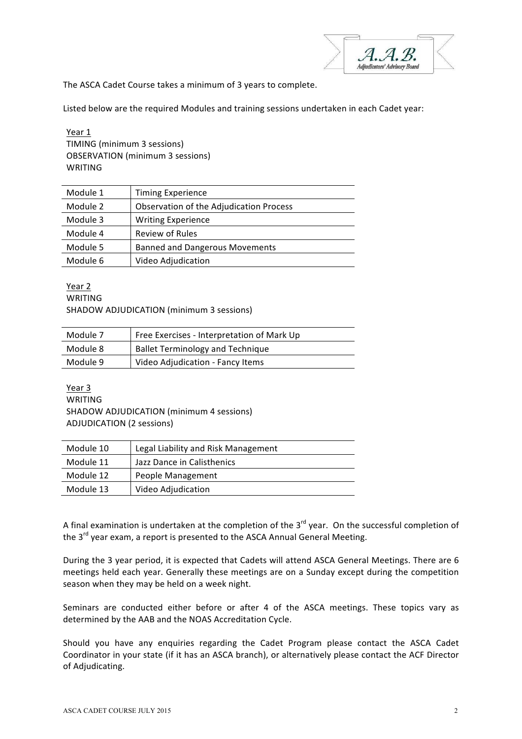The ASCA Cadet Course takes a minimum of 3 years to complete.

Listed below are the required Modules and training sessions undertaken in each Cadet year:

Year 1
TIMING (minimum 3 sessions)
OBSERVATION (minimum 3 sessions)
WRITING

| Module 1 | Timing Experience |
|---|---|
| Module 2 | Observation of the Adjudication Process |
| Module 3 | Writing Experience |
| Module 4 | Review of Rules |
| Module 5 | Banned and Dangerous Movements |
| Module 6 | Video Adjudication |

Year 2
WRITING
SHADOW ADJUDICATION (minimum 3 sessions)

| Module 7 | Free Exercises - Interpretation of Mark Up |
|---|---|
| Module 8 | Ballet Terminology and Technique |
| Module 9 | Video Adjudication - Fancy Items |

Year 3
WRITING
SHADOW ADJUDICATION (minimum 4 sessions)
ADJUDICATION (2 sessions)

| Module 10 | Legal Liability and Risk Management |
|---|---|
| Module 11 | Jazz Dance in Calisthenics |
| Module 12 | People Management |
| Module 13 | Video Adjudication |

A final examination is undertaken at the completion of the 3rd year. On the successful completion of the 3rd year exam, a report is presented to the ASCA Annual General Meeting.

During the 3 year period, it is expected that Cadets will attend ASCA General Meetings. There are 6 meetings held each year. Generally these meetings are on a Sunday except during the competition season when they may be held on a week night.

Seminars are conducted either before or after 4 of the ASCA meetings. These topics vary as determined by the AAB and the NOAS Accreditation Cycle.

Should you have any enquiries regarding the Cadet Program please contact the ASCA Cadet Coordinator in your state (if it has an ASCA branch), or alternatively please contact the ACF Director of Adjudicating.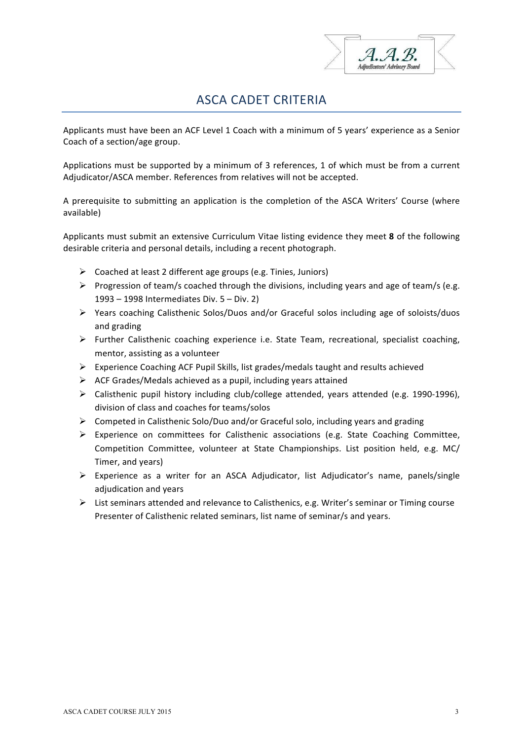# ASCA CADET CRITERIA

Applicants must have been an ACF Level 1 Coach with a minimum of 5 years' experience as a Senior Coach of a section/age group.

Applications must be supported by a minimum of 3 references, 1 of which must be from a current Adjudicator/ASCA member. References from relatives will not be accepted.

A prerequisite to submitting an application is the completion of the ASCA Writers' Course (where available)

Applicants must submit an extensive Curriculum Vitae listing evidence they meet **8** of the following desirable criteria and personal details, including a recent photograph.

- Coached at least 2 different age groups (e.g. Tinies, Juniors)
- Progression of team/s coached through the divisions, including years and age of team/s (e.g. 1993 – 1998 Intermediates Div. 5 – Div. 2)
- Years coaching Calisthenic Solos/Duos and/or Graceful solos including age of soloists/duos and grading
- Further Calisthenic coaching experience i.e. State Team, recreational, specialist coaching, mentor, assisting as a volunteer
- Experience Coaching ACF Pupil Skills, list grades/medals taught and results achieved
- ACF Grades/Medals achieved as a pupil, including years attained
- Calisthenic pupil history including club/college attended, years attended (e.g. 1990-1996), division of class and coaches for teams/solos
- Competed in Calisthenic Solo/Duo and/or Graceful solo, including years and grading
- Experience on committees for Calisthenic associations (e.g. State Coaching Committee, Competition Committee, volunteer at State Championships. List position held, e.g. MC/ Timer, and years)
- Experience as a writer for an ASCA Adjudicator, list Adjudicator's name, panels/single adjudication and years
- List seminars attended and relevance to Calisthenics, e.g. Writer's seminar or Timing course Presenter of Calisthenic related seminars, list name of seminar/s and years.